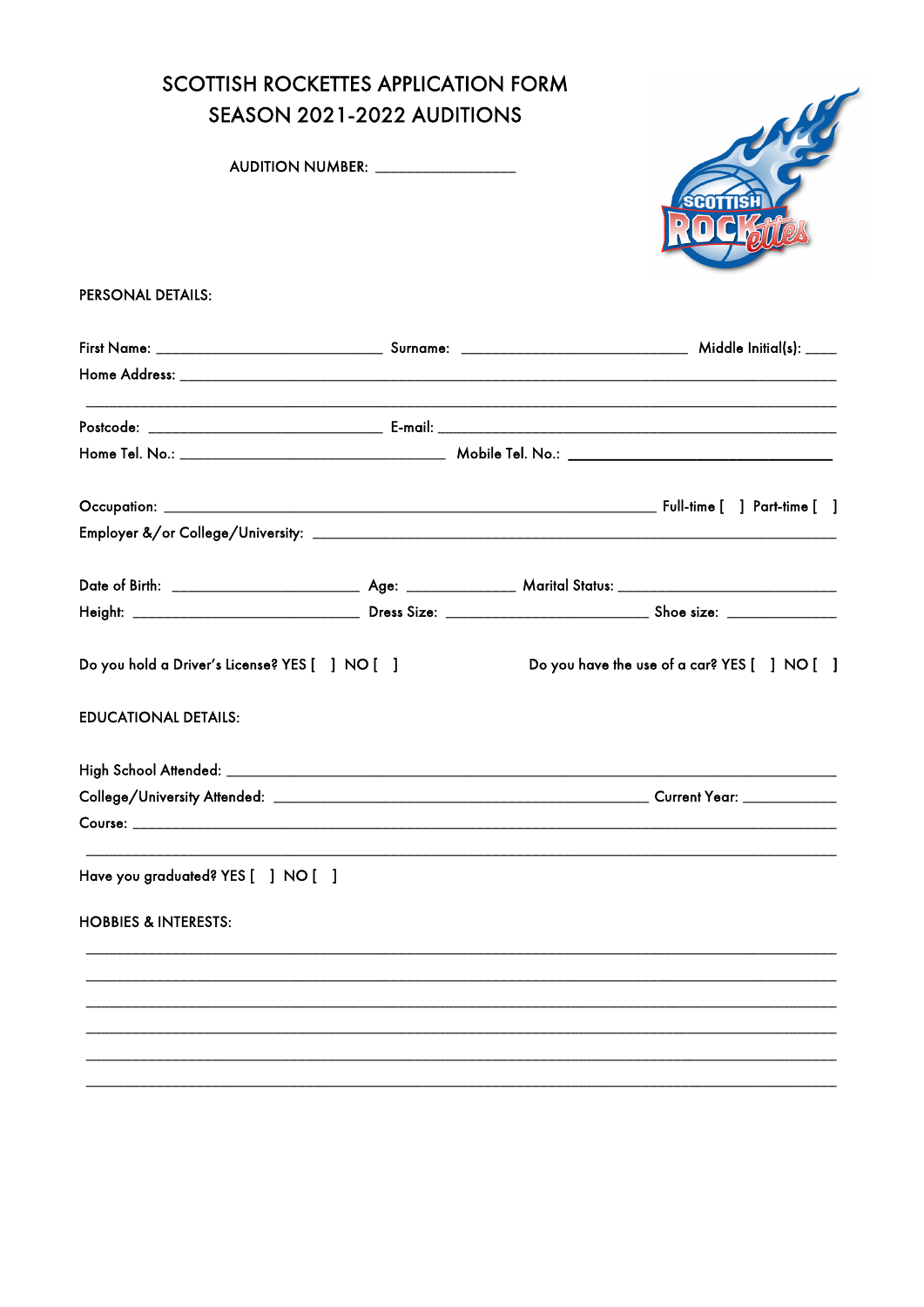# SCOTTISH ROCKETTES APPLICATION FORM
# SEASON 2021-2022 AUDITIONS

AUDITION NUMBER: ________________

PERSONAL DETAILS:

First Name: ___________________________ Surname: ___________________________ Middle Initial(s): ____

Home Address: ________________________________________________________________________________

______________________________________________________________________________________________

Postcode: ____________________________ E-mail: _______________________________________________

Home Tel. No.: ________________________________ Mobile Tel. No.: ______________________________

Occupation: ____________________________________________________________ Full-time [ ] Part-time [ ]

Employer &/or College/University: ______________________________________________________________

Date of Birth: ______________________ Age: _____________ Marital Status: __________________________

Height: ____________________________ Dress Size: _________________________ Shoe size: _____________

Do you hold a Driver's License? YES [ ] NO [ ]

Do you have the use of a car? YES [ ] NO [ ]

EDUCATIONAL DETAILS:

High School Attended: ________________________________________________________________________

College/University Attended: _____________________________________________ Current Year: ___________

Course: _____________________________________________________________________________________

______________________________________________________________________________________________

Have you graduated? YES [ ] NO [ ]

HOBBIES & INTERESTS:

______________________________________________________________________________________________

______________________________________________________________________________________________

______________________________________________________________________________________________

______________________________________________________________________________________________

______________________________________________________________________________________________

______________________________________________________________________________________________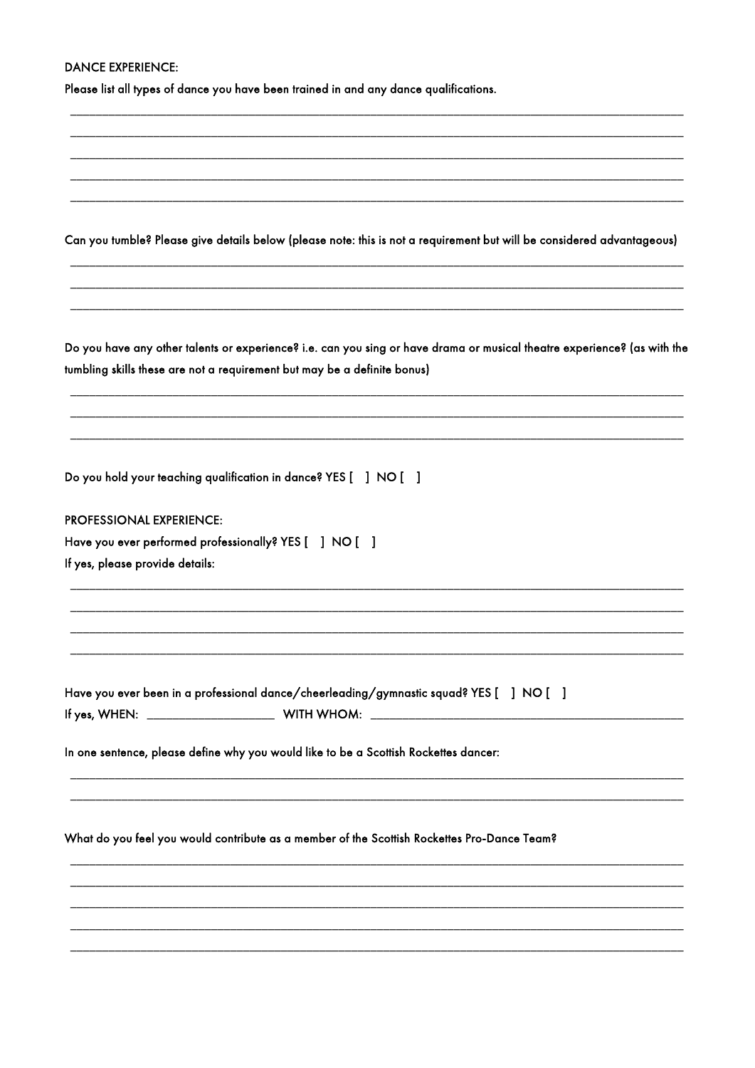DANCE EXPERIENCE:

Please list all types of dance you have been trained in and any dance qualifications.

\_\_\_\_\_\_\_\_\_\_\_\_\_\_\_\_\_\_\_\_\_\_\_\_\_\_\_\_\_\_\_\_\_\_\_\_\_\_\_\_\_\_\_\_\_\_\_\_\_\_\_\_\_\_\_\_\_\_\_\_\_\_\_\_\_\_\_\_\_\_\_\_\_\_\_\_\_\_

\_\_\_\_\_\_\_\_\_\_\_\_\_\_\_\_\_\_\_\_\_\_\_\_\_\_\_\_\_\_\_\_\_\_\_\_\_\_\_\_\_\_\_\_\_\_\_\_\_\_\_\_\_\_\_\_\_\_\_\_\_\_\_\_\_\_\_\_\_\_\_\_\_\_\_\_\_\_

\_\_\_\_\_\_\_\_\_\_\_\_\_\_\_\_\_\_\_\_\_\_\_\_\_\_\_\_\_\_\_\_\_\_\_\_\_\_\_\_\_\_\_\_\_\_\_\_\_\_\_\_\_\_\_\_\_\_\_\_\_\_\_\_\_\_\_\_\_\_\_\_\_\_\_\_\_\_

\_\_\_\_\_\_\_\_\_\_\_\_\_\_\_\_\_\_\_\_\_\_\_\_\_\_\_\_\_\_\_\_\_\_\_\_\_\_\_\_\_\_\_\_\_\_\_\_\_\_\_\_\_\_\_\_\_\_\_\_\_\_\_\_\_\_\_\_\_\_\_\_\_\_\_\_\_\_

\_\_\_\_\_\_\_\_\_\_\_\_\_\_\_\_\_\_\_\_\_\_\_\_\_\_\_\_\_\_\_\_\_\_\_\_\_\_\_\_\_\_\_\_\_\_\_\_\_\_\_\_\_\_\_\_\_\_\_\_\_\_\_\_\_\_\_\_\_\_\_\_\_\_\_\_\_\_

Can you tumble? Please give details below (please note: this is not a requirement but will be considered advantageous)

\_\_\_\_\_\_\_\_\_\_\_\_\_\_\_\_\_\_\_\_\_\_\_\_\_\_\_\_\_\_\_\_\_\_\_\_\_\_\_\_\_\_\_\_\_\_\_\_\_\_\_\_\_\_\_\_\_\_\_\_\_\_\_\_\_\_\_\_\_\_\_\_\_\_\_\_\_\_

\_\_\_\_\_\_\_\_\_\_\_\_\_\_\_\_\_\_\_\_\_\_\_\_\_\_\_\_\_\_\_\_\_\_\_\_\_\_\_\_\_\_\_\_\_\_\_\_\_\_\_\_\_\_\_\_\_\_\_\_\_\_\_\_\_\_\_\_\_\_\_\_\_\_\_\_\_\_

\_\_\_\_\_\_\_\_\_\_\_\_\_\_\_\_\_\_\_\_\_\_\_\_\_\_\_\_\_\_\_\_\_\_\_\_\_\_\_\_\_\_\_\_\_\_\_\_\_\_\_\_\_\_\_\_\_\_\_\_\_\_\_\_\_\_\_\_\_\_\_\_\_\_\_\_\_\_

Do you have any other talents or experience? i.e. can you sing or have drama or musical theatre experience? (as with the tumbling skills these are not a requirement but may be a definite bonus)

\_\_\_\_\_\_\_\_\_\_\_\_\_\_\_\_\_\_\_\_\_\_\_\_\_\_\_\_\_\_\_\_\_\_\_\_\_\_\_\_\_\_\_\_\_\_\_\_\_\_\_\_\_\_\_\_\_\_\_\_\_\_\_\_\_\_\_\_\_\_\_\_\_\_\_\_\_\_

\_\_\_\_\_\_\_\_\_\_\_\_\_\_\_\_\_\_\_\_\_\_\_\_\_\_\_\_\_\_\_\_\_\_\_\_\_\_\_\_\_\_\_\_\_\_\_\_\_\_\_\_\_\_\_\_\_\_\_\_\_\_\_\_\_\_\_\_\_\_\_\_\_\_\_\_\_\_

\_\_\_\_\_\_\_\_\_\_\_\_\_\_\_\_\_\_\_\_\_\_\_\_\_\_\_\_\_\_\_\_\_\_\_\_\_\_\_\_\_\_\_\_\_\_\_\_\_\_\_\_\_\_\_\_\_\_\_\_\_\_\_\_\_\_\_\_\_\_\_\_\_\_\_\_\_\_

Do you hold your teaching qualification in dance? YES [ ] NO [ ]

PROFESSIONAL EXPERIENCE:

Have you ever performed professionally? YES [ ] NO [ ]

If yes, please provide details:

\_\_\_\_\_\_\_\_\_\_\_\_\_\_\_\_\_\_\_\_\_\_\_\_\_\_\_\_\_\_\_\_\_\_\_\_\_\_\_\_\_\_\_\_\_\_\_\_\_\_\_\_\_\_\_\_\_\_\_\_\_\_\_\_\_\_\_\_\_\_\_\_\_\_\_\_\_\_

\_\_\_\_\_\_\_\_\_\_\_\_\_\_\_\_\_\_\_\_\_\_\_\_\_\_\_\_\_\_\_\_\_\_\_\_\_\_\_\_\_\_\_\_\_\_\_\_\_\_\_\_\_\_\_\_\_\_\_\_\_\_\_\_\_\_\_\_\_\_\_\_\_\_\_\_\_\_

\_\_\_\_\_\_\_\_\_\_\_\_\_\_\_\_\_\_\_\_\_\_\_\_\_\_\_\_\_\_\_\_\_\_\_\_\_\_\_\_\_\_\_\_\_\_\_\_\_\_\_\_\_\_\_\_\_\_\_\_\_\_\_\_\_\_\_\_\_\_\_\_\_\_\_\_\_\_

\_\_\_\_\_\_\_\_\_\_\_\_\_\_\_\_\_\_\_\_\_\_\_\_\_\_\_\_\_\_\_\_\_\_\_\_\_\_\_\_\_\_\_\_\_\_\_\_\_\_\_\_\_\_\_\_\_\_\_\_\_\_\_\_\_\_\_\_\_\_\_\_\_\_\_\_\_\_

Have you ever been in a professional dance/cheerleading/gymnastic squad? YES [ ] NO [ ]

If yes, WHEN: \_\_\_\_\_\_\_\_\_\_\_\_\_\_\_\_\_\_\_\_ WITH WHOM: \_\_\_\_\_\_\_\_\_\_\_\_\_\_\_\_\_\_\_\_\_\_\_\_\_\_\_\_\_\_\_\_\_\_\_\_\_\_\_\_\_\_\_\_

In one sentence, please define why you would like to be a Scottish Rockettes dancer:

\_\_\_\_\_\_\_\_\_\_\_\_\_\_\_\_\_\_\_\_\_\_\_\_\_\_\_\_\_\_\_\_\_\_\_\_\_\_\_\_\_\_\_\_\_\_\_\_\_\_\_\_\_\_\_\_\_\_\_\_\_\_\_\_\_\_\_\_\_\_\_\_\_\_\_\_\_\_

\_\_\_\_\_\_\_\_\_\_\_\_\_\_\_\_\_\_\_\_\_\_\_\_\_\_\_\_\_\_\_\_\_\_\_\_\_\_\_\_\_\_\_\_\_\_\_\_\_\_\_\_\_\_\_\_\_\_\_\_\_\_\_\_\_\_\_\_\_\_\_\_\_\_\_\_\_\_

What do you feel you would contribute as a member of the Scottish Rockettes Pro-Dance Team?

\_\_\_\_\_\_\_\_\_\_\_\_\_\_\_\_\_\_\_\_\_\_\_\_\_\_\_\_\_\_\_\_\_\_\_\_\_\_\_\_\_\_\_\_\_\_\_\_\_\_\_\_\_\_\_\_\_\_\_\_\_\_\_\_\_\_\_\_\_\_\_\_\_\_\_\_\_\_

\_\_\_\_\_\_\_\_\_\_\_\_\_\_\_\_\_\_\_\_\_\_\_\_\_\_\_\_\_\_\_\_\_\_\_\_\_\_\_\_\_\_\_\_\_\_\_\_\_\_\_\_\_\_\_\_\_\_\_\_\_\_\_\_\_\_\_\_\_\_\_\_\_\_\_\_\_\_

\_\_\_\_\_\_\_\_\_\_\_\_\_\_\_\_\_\_\_\_\_\_\_\_\_\_\_\_\_\_\_\_\_\_\_\_\_\_\_\_\_\_\_\_\_\_\_\_\_\_\_\_\_\_\_\_\_\_\_\_\_\_\_\_\_\_\_\_\_\_\_\_\_\_\_\_\_\_

\_\_\_\_\_\_\_\_\_\_\_\_\_\_\_\_\_\_\_\_\_\_\_\_\_\_\_\_\_\_\_\_\_\_\_\_\_\_\_\_\_\_\_\_\_\_\_\_\_\_\_\_\_\_\_\_\_\_\_\_\_\_\_\_\_\_\_\_\_\_\_\_\_\_\_\_\_\_

\_\_\_\_\_\_\_\_\_\_\_\_\_\_\_\_\_\_\_\_\_\_\_\_\_\_\_\_\_\_\_\_\_\_\_\_\_\_\_\_\_\_\_\_\_\_\_\_\_\_\_\_\_\_\_\_\_\_\_\_\_\_\_\_\_\_\_\_\_\_\_\_\_\_\_\_\_\_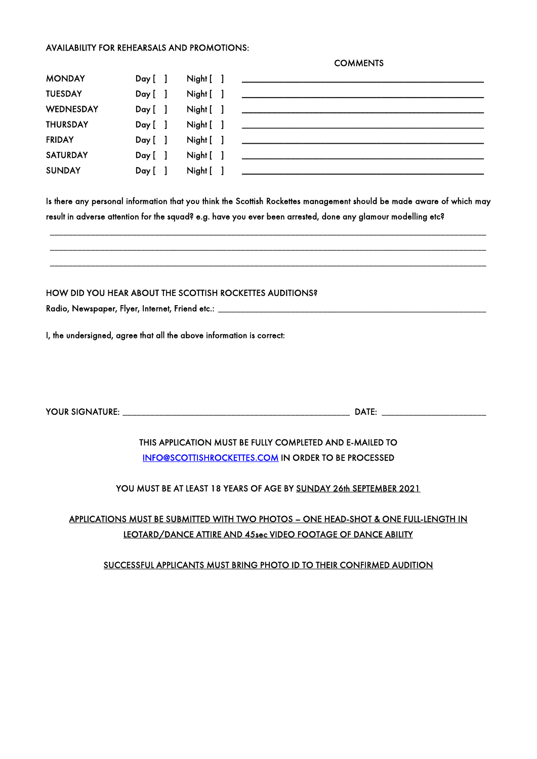AVAILABILITY FOR REHEARSALS AND PROMOTIONS:

| | | | COMMENTS |
|---|---|---|---|
| MONDAY | Day [ ] | Night [ ] | ______________________________ |
| TUESDAY | Day [ ] | Night [ ] | ______________________________ |
| WEDNESDAY | Day [ ] | Night [ ] | ______________________________ |
| THURSDAY | Day [ ] | Night [ ] | ______________________________ |
| FRIDAY | Day [ ] | Night [ ] | ______________________________ |
| SATURDAY | Day [ ] | Night [ ] | ______________________________ |
| SUNDAY | Day [ ] | Night [ ] | ______________________________ |

Is there any personal information that you think the Scottish Rockettes management should be made aware of which may result in adverse attention for the squad? e.g. have you ever been arrested, done any glamour modelling etc?

______________________________________________________________________________

______________________________________________________________________________

______________________________________________________________________________

HOW DID YOU HEAR ABOUT THE SCOTTISH ROCKETTES AUDITIONS?

Radio, Newspaper, Flyer, Internet, Friend etc.: ______________________________________________

I, the undersigned, agree that all the above information is correct:

YOUR SIGNATURE: ______________________________________ DATE: ____________________

THIS APPLICATION MUST BE FULLY COMPLETED AND E-MAILED TO [INFO@SCOTTISHROCKETTES.COM](mailto:INFO@SCOTTISHROCKETTES.COM) IN ORDER TO BE PROCESSED

YOU MUST BE AT LEAST 18 YEARS OF AGE BY <u>SUNDAY 26th SEPTEMBER 2021</u>

<u>APPLICATIONS MUST BE SUBMITTED WITH TWO PHOTOS – ONE HEAD-SHOT & ONE FULL-LENGTH IN LEOTARD/DANCE ATTIRE AND 45sec VIDEO FOOTAGE OF DANCE ABILITY</u>

<u>SUCCESSFUL APPLICANTS MUST BRING PHOTO ID TO THEIR CONFIRMED AUDITION</u>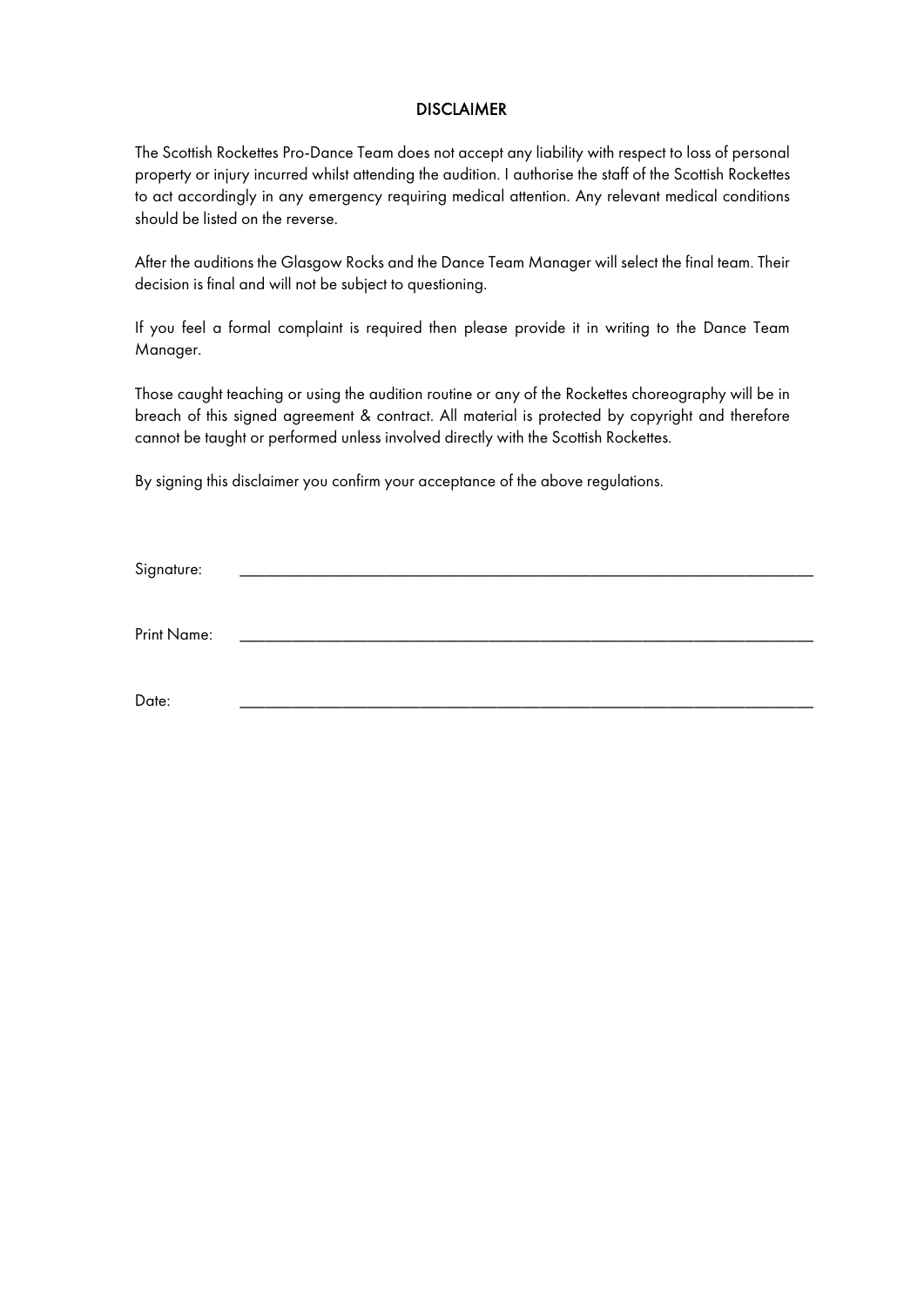## DISCLAIMER

The Scottish Rockettes Pro-Dance Team does not accept any liability with respect to loss of personal property or injury incurred whilst attending the audition. I authorise the staff of the Scottish Rockettes to act accordingly in any emergency requiring medical attention. Any relevant medical conditions should be listed on the reverse.

After the auditions the Glasgow Rocks and the Dance Team Manager will select the final team. Their decision is final and will not be subject to questioning.

If you feel a formal complaint is required then please provide it in writing to the Dance Team Manager.

Those caught teaching or using the audition routine or any of the Rockettes choreography will be in breach of this signed agreement & contract. All material is protected by copyright and therefore cannot be taught or performed unless involved directly with the Scottish Rockettes.

By signing this disclaimer you confirm your acceptance of the above regulations.

Signature: ______________________________________________________________________

Print Name: ______________________________________________________________________

Date: ______________________________________________________________________